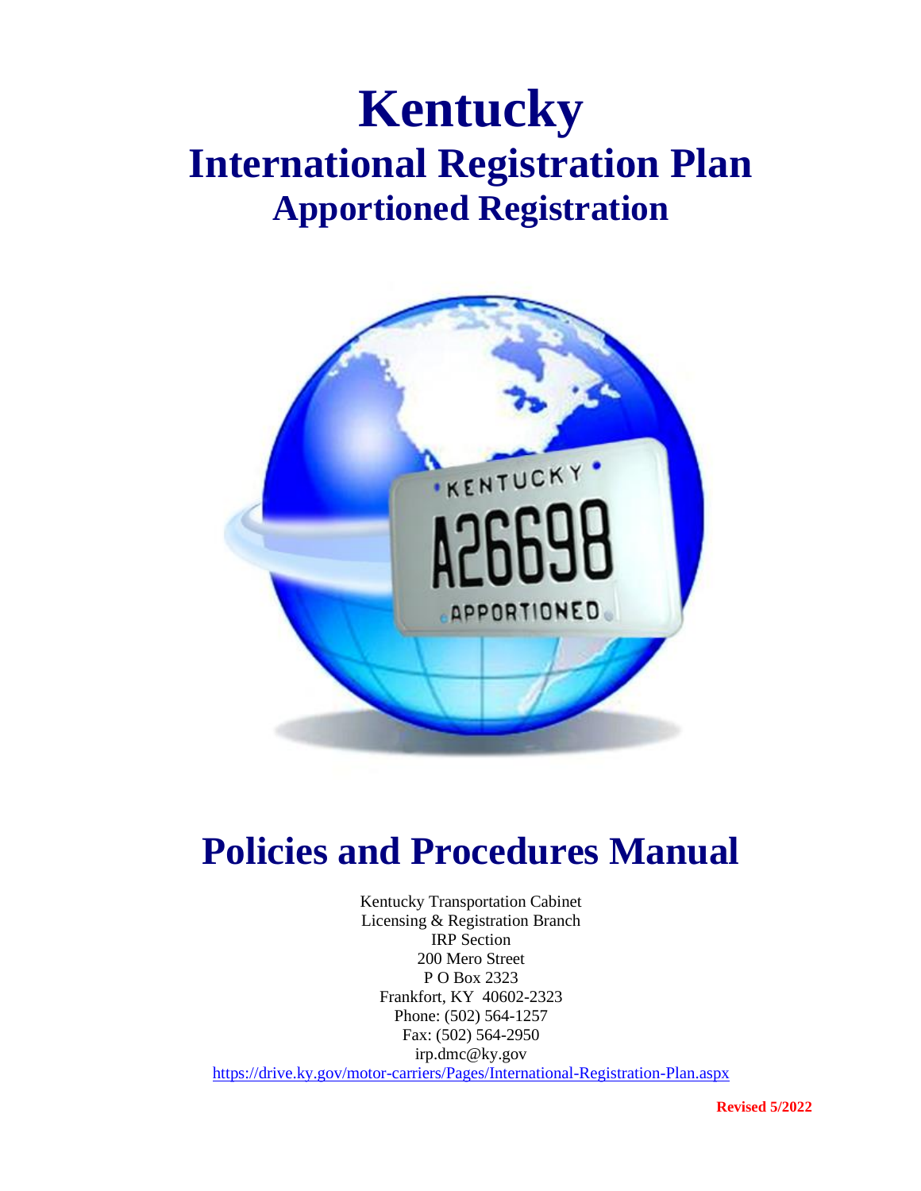# Kentucky

## International Registration Plan

### Apportioned Registration

# Policies and Procedures Manual

Kentucky Transportation Cabinet
Licensing & Registration Branch
IRP Section
200 Mero Street
P O Box 2323
Frankfort, KY 40602-2323
Phone: (502) 564-1257
Fax: (502) 564-2950
irp.dmc@ky.gov
https://drive.ky.gov/motor-carriers/Pages/International-Registration-Plan.aspx

**Revised 5/2022**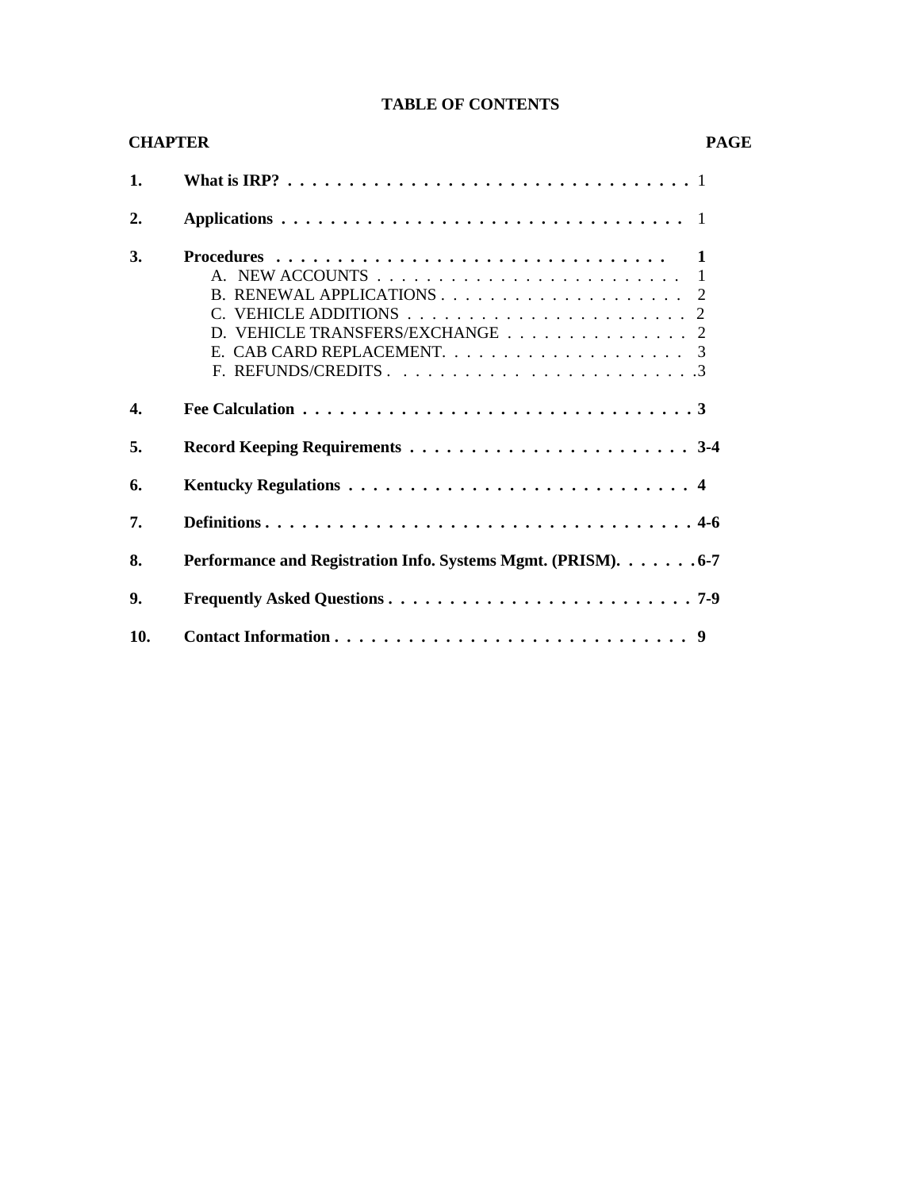# TABLE OF CONTENTS

| CHAPTER | | PAGE |
|---|---|---|
| 1. | **What is IRP?** | 1 |
| 2. | **Applications** | 1 |
| 3. | **Procedures** | **1** |
| | A. NEW ACCOUNTS | 1 |
| | B. RENEWAL APPLICATIONS | 2 |
| | C. VEHICLE ADDITIONS | 2 |
| | D. VEHICLE TRANSFERS/EXCHANGE | 2 |
| | E. CAB CARD REPLACEMENT. | 3 |
| | F. REFUNDS/CREDITS | 3 |
| 4. | **Fee Calculation** | **3** |
| 5. | **Record Keeping Requirements** | **3-4** |
| 6. | **Kentucky Regulations** | **4** |
| 7. | **Definitions** | **4-6** |
| 8. | **Performance and Registration Info. Systems Mgmt. (PRISM).** | **6-7** |
| 9. | **Frequently Asked Questions** | **7-9** |
| 10. | **Contact Information** | **9** |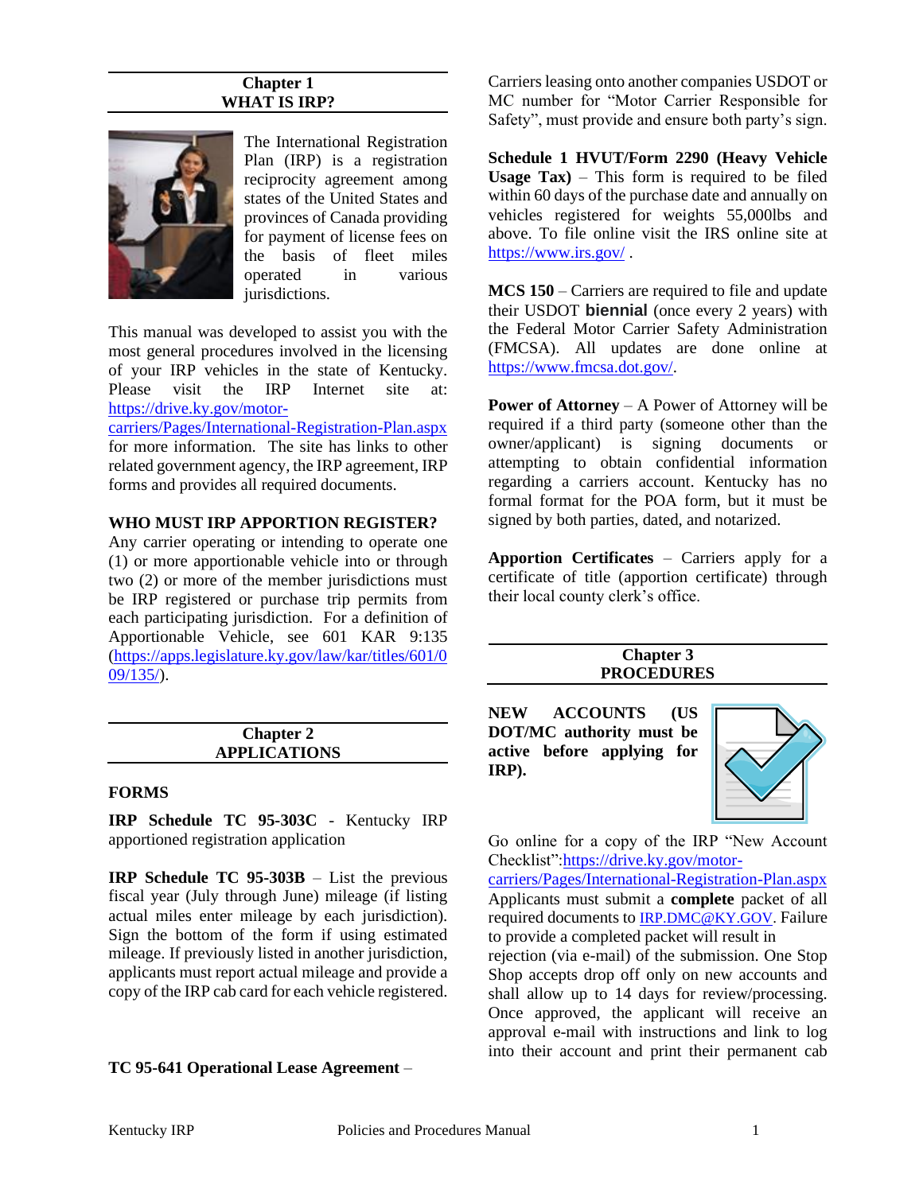## Chapter 1
## WHAT IS IRP?

The International Registration Plan (IRP) is a registration reciprocity agreement among states of the United States and provinces of Canada providing for payment of license fees on the basis of fleet miles operated in various jurisdictions.

This manual was developed to assist you with the most general procedures involved in the licensing of your IRP vehicles in the state of Kentucky. Please visit the IRP Internet site at: https://drive.ky.gov/motor-carriers/Pages/International-Registration-Plan.aspx for more information. The site has links to other related government agency, the IRP agreement, IRP forms and provides all required documents.

### WHO MUST IRP APPORTION REGISTER?

Any carrier operating or intending to operate one (1) or more apportionable vehicle into or through two (2) or more of the member jurisdictions must be IRP registered or purchase trip permits from each participating jurisdiction. For a definition of Apportionable Vehicle, see 601 KAR 9:135 (https://apps.legislature.ky.gov/law/kar/titles/601/009/135/).

## Chapter 2
## APPLICATIONS

### FORMS

**IRP Schedule TC 95-303C** - Kentucky IRP apportioned registration application

**IRP Schedule TC 95-303B** – List the previous fiscal year (July through June) mileage (if listing actual miles enter mileage by each jurisdiction). Sign the bottom of the form if using estimated mileage. If previously listed in another jurisdiction, applicants must report actual mileage and provide a copy of the IRP cab card for each vehicle registered.

**TC 95-641 Operational Lease Agreement** – Carriers leasing onto another companies USDOT or MC number for "Motor Carrier Responsible for Safety", must provide and ensure both party's sign.

**Schedule 1 HVUT/Form 2290 (Heavy Vehicle Usage Tax)** – This form is required to be filed within 60 days of the purchase date and annually on vehicles registered for weights 55,000lbs and above. To file online visit the IRS online site at https://www.irs.gov/ .

**MCS 150** – Carriers are required to file and update their USDOT **biennial** (once every 2 years) with the Federal Motor Carrier Safety Administration (FMCSA). All updates are done online at https://www.fmcsa.dot.gov/.

**Power of Attorney** – A Power of Attorney will be required if a third party (someone other than the owner/applicant) is signing documents or attempting to obtain confidential information regarding a carriers account. Kentucky has no formal format for the POA form, but it must be signed by both parties, dated, and notarized.

**Apportion Certificates** – Carriers apply for a certificate of title (apportion certificate) through their local county clerk's office.

## Chapter 3
## PROCEDURES

**NEW ACCOUNTS (US DOT/MC authority must be active before applying for IRP).**

Go online for a copy of the IRP "New Account Checklist":https://drive.ky.gov/motor-carriers/Pages/International-Registration-Plan.aspx Applicants must submit a **complete** packet of all required documents to IRP.DMC@KY.GOV. Failure to provide a completed packet will result in rejection (via e-mail) of the submission. One Stop Shop accepts drop off only on new accounts and shall allow up to 14 days for review/processing. Once approved, the applicant will receive an approval e-mail with instructions and link to log into their account and print their permanent cab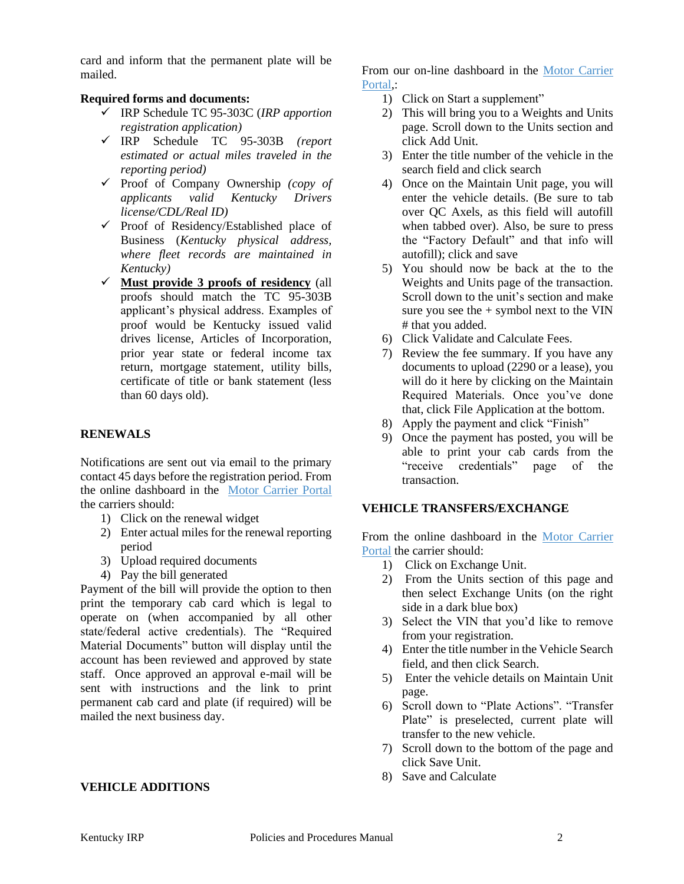card and inform that the permanent plate will be mailed.

**Required forms and documents:**

- ✓ IRP Schedule TC 95-303C (*IRP apportion registration application)*
- ✓ IRP Schedule TC 95-303B *(report estimated or actual miles traveled in the reporting period)*
- ✓ Proof of Company Ownership *(copy of applicants valid Kentucky Drivers license/CDL/Real ID)*
- ✓ Proof of Residency/Established place of Business (*Kentucky physical address, where fleet records are maintained in Kentucky)*
- ✓ **Must provide 3 proofs of residency** (all proofs should match the TC 95-303B applicant's physical address. Examples of proof would be Kentucky issued valid drives license, Articles of Incorporation, prior year state or federal income tax return, mortgage statement, utility bills, certificate of title or bank statement (less than 60 days old).

## RENEWALS

Notifications are sent out via email to the primary contact 45 days before the registration period. From the online dashboard in the Motor Carrier Portal the carriers should:

1) Click on the renewal widget
2) Enter actual miles for the renewal reporting period
3) Upload required documents
4) Pay the bill generated

Payment of the bill will provide the option to then print the temporary cab card which is legal to operate on (when accompanied by all other state/federal active credentials). The "Required Material Documents" button will display until the account has been reviewed and approved by state staff. Once approved an approval e-mail will be sent with instructions and the link to print permanent cab card and plate (if required) will be mailed the next business day.

## VEHICLE ADDITIONS

From our on-line dashboard in the Motor Carrier Portal,:

1) Click on Start a supplement"
2) This will bring you to a Weights and Units page. Scroll down to the Units section and click Add Unit.
3) Enter the title number of the vehicle in the search field and click search
4) Once on the Maintain Unit page, you will enter the vehicle details. (Be sure to tab over QC Axels, as this field will autofill when tabbed over). Also, be sure to press the "Factory Default" and that info will autofill); click and save
5) You should now be back at the to the Weights and Units page of the transaction. Scroll down to the unit's section and make sure you see the + symbol next to the VIN # that you added.
6) Click Validate and Calculate Fees.
7) Review the fee summary. If you have any documents to upload (2290 or a lease), you will do it here by clicking on the Maintain Required Materials. Once you've done that, click File Application at the bottom.
8) Apply the payment and click "Finish"
9) Once the payment has posted, you will be able to print your cab cards from the "receive credentials" page of the transaction.

## VEHICLE TRANSFERS/EXCHANGE

From the online dashboard in the Motor Carrier Portal the carrier should:

1) Click on Exchange Unit.
2) From the Units section of this page and then select Exchange Units (on the right side in a dark blue box)
3) Select the VIN that you'd like to remove from your registration.
4) Enter the title number in the Vehicle Search field, and then click Search.
5) Enter the vehicle details on Maintain Unit page.
6) Scroll down to "Plate Actions". "Transfer Plate" is preselected, current plate will transfer to the new vehicle.
7) Scroll down to the bottom of the page and click Save Unit.
8) Save and Calculate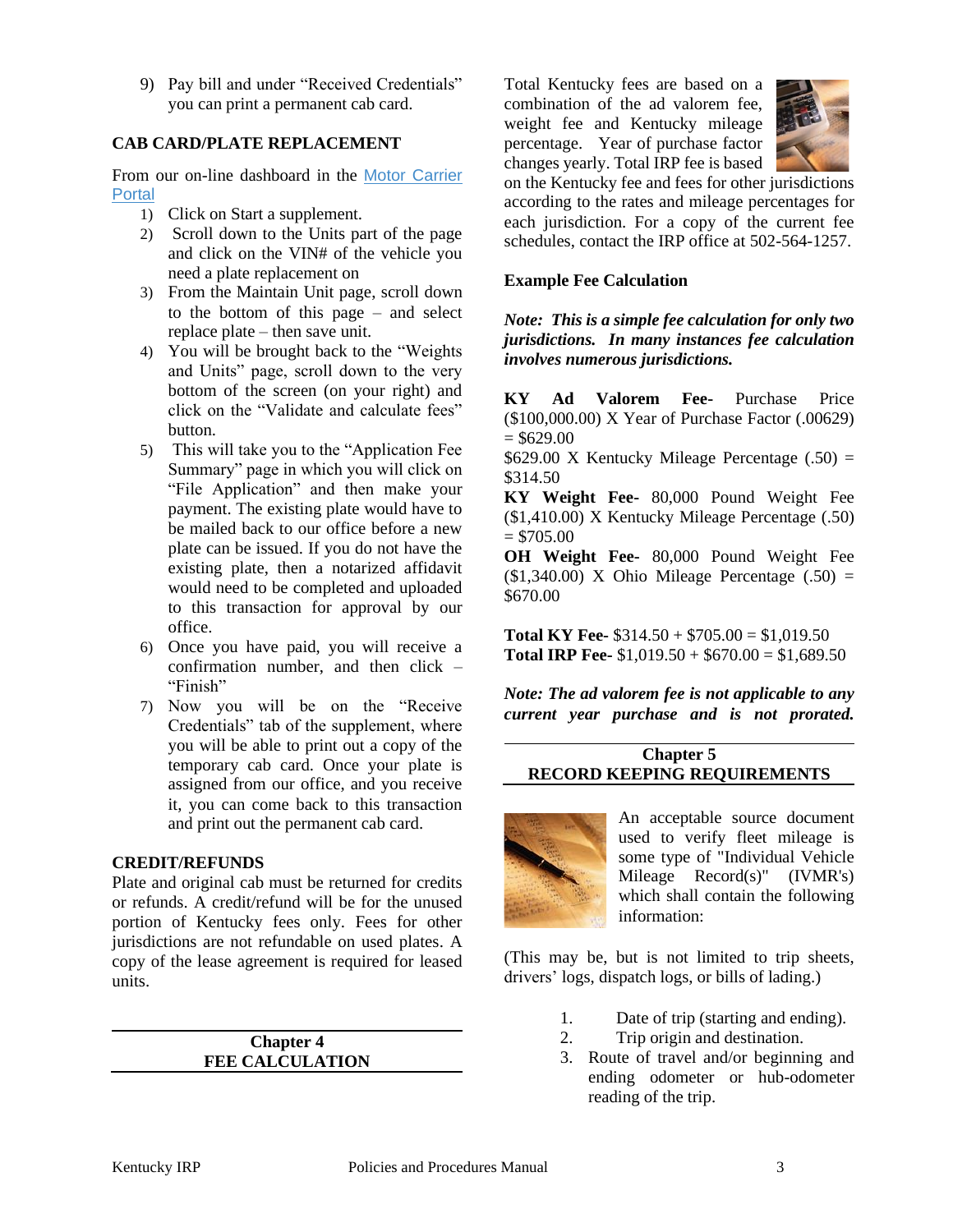9) Pay bill and under "Received Credentials" you can print a permanent cab card.

**CAB CARD/PLATE REPLACEMENT**

From our on-line dashboard in the Motor Carrier Portal

1) Click on Start a supplement.
2) Scroll down to the Units part of the page and click on the VIN# of the vehicle you need a plate replacement on
3) From the Maintain Unit page, scroll down to the bottom of this page – and select replace plate – then save unit.
4) You will be brought back to the "Weights and Units" page, scroll down to the very bottom of the screen (on your right) and click on the "Validate and calculate fees" button.
5) This will take you to the "Application Fee Summary" page in which you will click on "File Application" and then make your payment. The existing plate would have to be mailed back to our office before a new plate can be issued. If you do not have the existing plate, then a notarized affidavit would need to be completed and uploaded to this transaction for approval by our office.
6) Once you have paid, you will receive a confirmation number, and then click – "Finish"
7) Now you will be on the "Receive Credentials" tab of the supplement, where you will be able to print out a copy of the temporary cab card. Once your plate is assigned from our office, and you receive it, you can come back to this transaction and print out the permanent cab card.

**CREDIT/REFUNDS**

Plate and original cab must be returned for credits or refunds. A credit/refund will be for the unused portion of Kentucky fees only. Fees for other jurisdictions are not refundable on used plates. A copy of the lease agreement is required for leased units.

## Chapter 4
## FEE CALCULATION

Total Kentucky fees are based on a combination of the ad valorem fee, weight fee and Kentucky mileage percentage. Year of purchase factor changes yearly. Total IRP fee is based on the Kentucky fee and fees for other jurisdictions according to the rates and mileage percentages for each jurisdiction. For a copy of the current fee schedules, contact the IRP office at 502-564-1257.

**Example Fee Calculation**

***Note: This is a simple fee calculation for only two jurisdictions. In many instances fee calculation involves numerous jurisdictions.***

**KY Ad Valorem Fee-** Purchase Price ($100,000.00) X Year of Purchase Factor (.00629) = $629.00
$629.00 X Kentucky Mileage Percentage (.50) = $314.50
**KY Weight Fee-** 80,000 Pound Weight Fee ($1,410.00) X Kentucky Mileage Percentage (.50) = $705.00
**OH Weight Fee-** 80,000 Pound Weight Fee ($1,340.00) X Ohio Mileage Percentage (.50) = $670.00

**Total KY Fee-** $314.50 + $705.00 = $1,019.50
**Total IRP Fee-** $1,019.50 + $670.00 = $1,689.50

***Note: The ad valorem fee is not applicable to any current year purchase and is not prorated.***

## Chapter 5
## RECORD KEEPING REQUIREMENTS

An acceptable source document used to verify fleet mileage is some type of "Individual Vehicle Mileage Record(s)" (IVMR's) which shall contain the following information:

(This may be, but is not limited to trip sheets, drivers' logs, dispatch logs, or bills of lading.)

1. Date of trip (starting and ending).
2. Trip origin and destination.
3. Route of travel and/or beginning and ending odometer or hub-odometer reading of the trip.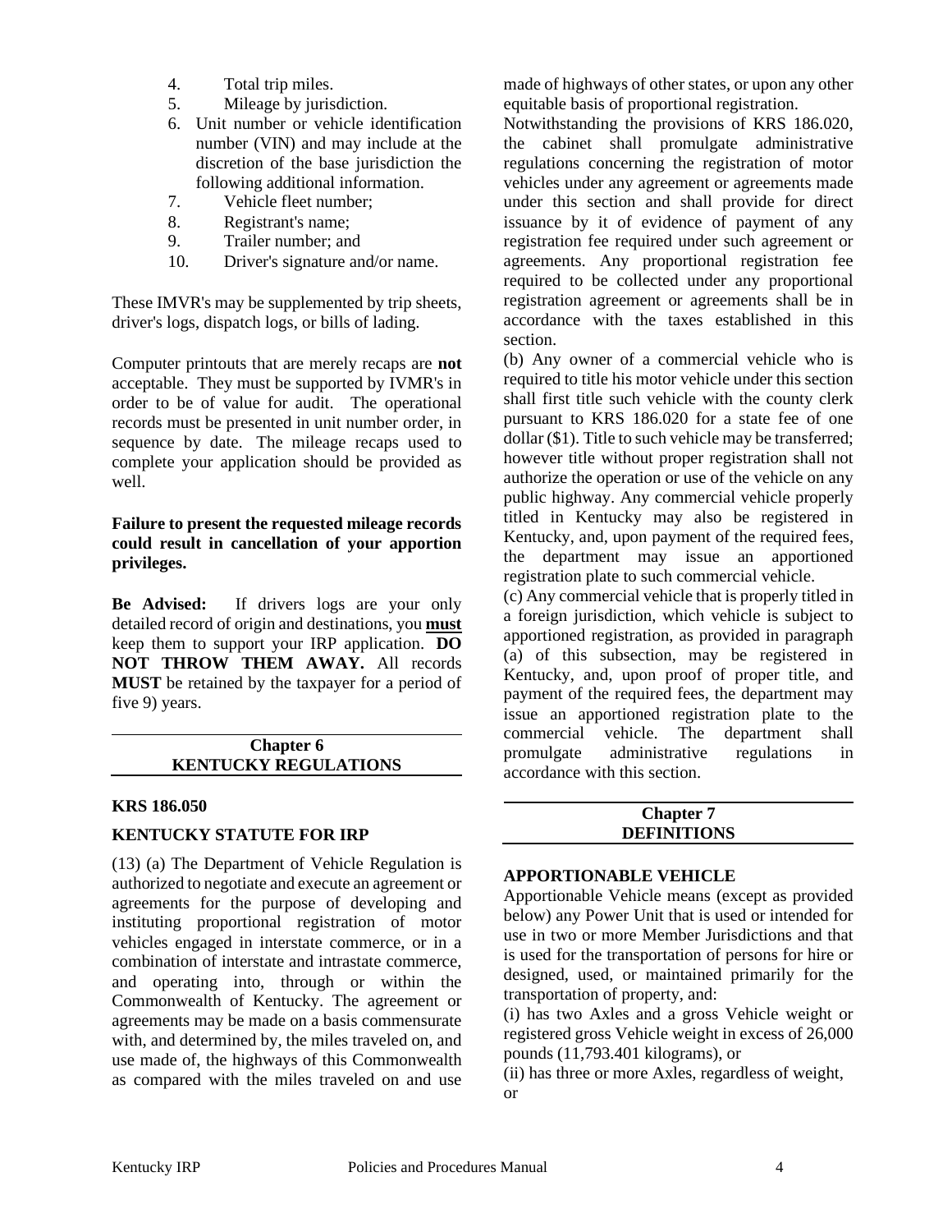4. Total trip miles.
5. Mileage by jurisdiction.
6. Unit number or vehicle identification number (VIN) and may include at the discretion of the base jurisdiction the following additional information.
7. Vehicle fleet number;
8. Registrant's name;
9. Trailer number; and
10. Driver's signature and/or name.

These IMVR's may be supplemented by trip sheets, driver's logs, dispatch logs, or bills of lading.

Computer printouts that are merely recaps are **not** acceptable. They must be supported by IVMR's in order to be of value for audit. The operational records must be presented in unit number order, in sequence by date. The mileage recaps used to complete your application should be provided as well.

**Failure to present the requested mileage records could result in cancellation of your apportion privileges.**

**Be Advised:** If drivers logs are your only detailed record of origin and destinations, you **must** keep them to support your IRP application. **DO NOT THROW THEM AWAY.** All records **MUST** be retained by the taxpayer for a period of five 9) years.

## Chapter 6
## KENTUCKY REGULATIONS

**KRS 186.050**

**KENTUCKY STATUTE FOR IRP**

(13) (a) The Department of Vehicle Regulation is authorized to negotiate and execute an agreement or agreements for the purpose of developing and instituting proportional registration of motor vehicles engaged in interstate commerce, or in a combination of interstate and intrastate commerce, and operating into, through or within the Commonwealth of Kentucky. The agreement or agreements may be made on a basis commensurate with, and determined by, the miles traveled on, and use made of, the highways of this Commonwealth as compared with the miles traveled on and use made of highways of other states, or upon any other equitable basis of proportional registration.

Notwithstanding the provisions of KRS 186.020, the cabinet shall promulgate administrative regulations concerning the registration of motor vehicles under any agreement or agreements made under this section and shall provide for direct issuance by it of evidence of payment of any registration fee required under such agreement or agreements. Any proportional registration fee required to be collected under any proportional registration agreement or agreements shall be in accordance with the taxes established in this section.

(b) Any owner of a commercial vehicle who is required to title his motor vehicle under this section shall first title such vehicle with the county clerk pursuant to KRS 186.020 for a state fee of one dollar ($1). Title to such vehicle may be transferred; however title without proper registration shall not authorize the operation or use of the vehicle on any public highway. Any commercial vehicle properly titled in Kentucky may also be registered in Kentucky, and, upon payment of the required fees, the department may issue an apportioned registration plate to such commercial vehicle.

(c) Any commercial vehicle that is properly titled in a foreign jurisdiction, which vehicle is subject to apportioned registration, as provided in paragraph (a) of this subsection, may be registered in Kentucky, and, upon proof of proper title, and payment of the required fees, the department may issue an apportioned registration plate to the commercial vehicle. The department shall promulgate administrative regulations in accordance with this section.

## Chapter 7
## DEFINITIONS

**APPORTIONABLE VEHICLE**

Apportionable Vehicle means (except as provided below) any Power Unit that is used or intended for use in two or more Member Jurisdictions and that is used for the transportation of persons for hire or designed, used, or maintained primarily for the transportation of property, and:

(i) has two Axles and a gross Vehicle weight or registered gross Vehicle weight in excess of 26,000 pounds (11,793.401 kilograms), or

(ii) has three or more Axles, regardless of weight, or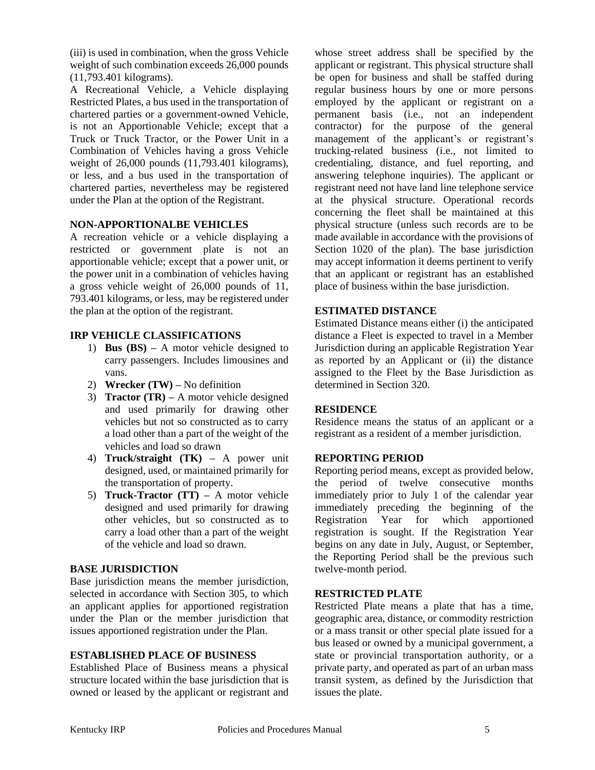(iii) is used in combination, when the gross Vehicle weight of such combination exceeds 26,000 pounds (11,793.401 kilograms).

A Recreational Vehicle, a Vehicle displaying Restricted Plates, a bus used in the transportation of chartered parties or a government-owned Vehicle, is not an Apportionable Vehicle; except that a Truck or Truck Tractor, or the Power Unit in a Combination of Vehicles having a gross Vehicle weight of 26,000 pounds (11,793.401 kilograms), or less, and a bus used in the transportation of chartered parties, nevertheless may be registered under the Plan at the option of the Registrant.

### NON-APPORTIONALBE VEHICLES

A recreation vehicle or a vehicle displaying a restricted or government plate is not an apportionable vehicle; except that a power unit, or the power unit in a combination of vehicles having a gross vehicle weight of 26,000 pounds of 11, 793.401 kilograms, or less, may be registered under the plan at the option of the registrant.

### IRP VEHICLE CLASSIFICATIONS

1) **Bus (BS) –** A motor vehicle designed to carry passengers. Includes limousines and vans.
2) **Wrecker (TW) –** No definition
3) **Tractor (TR) –** A motor vehicle designed and used primarily for drawing other vehicles but not so constructed as to carry a load other than a part of the weight of the vehicles and load so drawn
4) **Truck/straight (TK) –** A power unit designed, used, or maintained primarily for the transportation of property.
5) **Truck-Tractor (TT) –** A motor vehicle designed and used primarily for drawing other vehicles, but so constructed as to carry a load other than a part of the weight of the vehicle and load so drawn.

### BASE JURISDICTION

Base jurisdiction means the member jurisdiction, selected in accordance with Section 305, to which an applicant applies for apportioned registration under the Plan or the member jurisdiction that issues apportioned registration under the Plan.

### ESTABLISHED PLACE OF BUSINESS

Established Place of Business means a physical structure located within the base jurisdiction that is owned or leased by the applicant or registrant and whose street address shall be specified by the applicant or registrant. This physical structure shall be open for business and shall be staffed during regular business hours by one or more persons employed by the applicant or registrant on a permanent basis (i.e., not an independent contractor) for the purpose of the general management of the applicant's or registrant's trucking-related business (i.e., not limited to credentialing, distance, and fuel reporting, and answering telephone inquiries). The applicant or registrant need not have land line telephone service at the physical structure. Operational records concerning the fleet shall be maintained at this physical structure (unless such records are to be made available in accordance with the provisions of Section 1020 of the plan). The base jurisdiction may accept information it deems pertinent to verify that an applicant or registrant has an established place of business within the base jurisdiction.

### ESTIMATED DISTANCE

Estimated Distance means either (i) the anticipated distance a Fleet is expected to travel in a Member Jurisdiction during an applicable Registration Year as reported by an Applicant or (ii) the distance assigned to the Fleet by the Base Jurisdiction as determined in Section 320.

### RESIDENCE

Residence means the status of an applicant or a registrant as a resident of a member jurisdiction.

### REPORTING PERIOD

Reporting period means, except as provided below, the period of twelve consecutive months immediately prior to July 1 of the calendar year immediately preceding the beginning of the Registration Year for which apportioned registration is sought. If the Registration Year begins on any date in July, August, or September, the Reporting Period shall be the previous such twelve-month period.

### RESTRICTED PLATE

Restricted Plate means a plate that has a time, geographic area, distance, or commodity restriction or a mass transit or other special plate issued for a bus leased or owned by a municipal government, a state or provincial transportation authority, or a private party, and operated as part of an urban mass transit system, as defined by the Jurisdiction that issues the plate.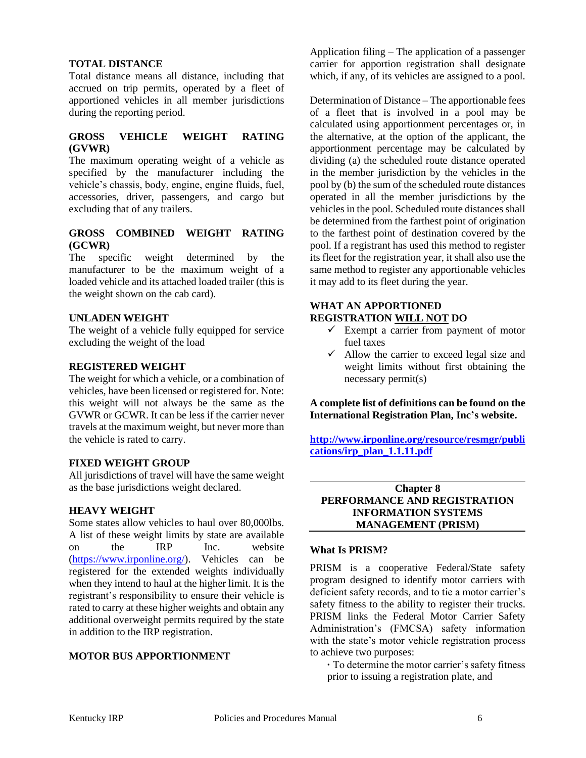### TOTAL DISTANCE

Total distance means all distance, including that accrued on trip permits, operated by a fleet of apportioned vehicles in all member jurisdictions during the reporting period.

### GROSS VEHICLE WEIGHT RATING (GVWR)

The maximum operating weight of a vehicle as specified by the manufacturer including the vehicle's chassis, body, engine, engine fluids, fuel, accessories, driver, passengers, and cargo but excluding that of any trailers.

### GROSS COMBINED WEIGHT RATING (GCWR)

The specific weight determined by the manufacturer to be the maximum weight of a loaded vehicle and its attached loaded trailer (this is the weight shown on the cab card).

### UNLADEN WEIGHT

The weight of a vehicle fully equipped for service excluding the weight of the load

### REGISTERED WEIGHT

The weight for which a vehicle, or a combination of vehicles, have been licensed or registered for. Note: this weight will not always be the same as the GVWR or GCWR. It can be less if the carrier never travels at the maximum weight, but never more than the vehicle is rated to carry.

### FIXED WEIGHT GROUP

All jurisdictions of travel will have the same weight as the base jurisdictions weight declared.

### HEAVY WEIGHT

Some states allow vehicles to haul over 80,000lbs. A list of these weight limits by state are available on the IRP Inc. website (https://www.irponline.org/). Vehicles can be registered for the extended weights individually when they intend to haul at the higher limit. It is the registrant's responsibility to ensure their vehicle is rated to carry at these higher weights and obtain any additional overweight permits required by the state in addition to the IRP registration.

### MOTOR BUS APPORTIONMENT

Application filing – The application of a passenger carrier for apportion registration shall designate which, if any, of its vehicles are assigned to a pool.

Determination of Distance – The apportionable fees of a fleet that is involved in a pool may be calculated using apportionment percentages or, in the alternative, at the option of the applicant, the apportionment percentage may be calculated by dividing (a) the scheduled route distance operated in the member jurisdiction by the vehicles in the pool by (b) the sum of the scheduled route distances operated in all the member jurisdictions by the vehicles in the pool. Scheduled route distances shall be determined from the farthest point of origination to the farthest point of destination covered by the pool. If a registrant has used this method to register its fleet for the registration year, it shall also use the same method to register any apportionable vehicles it may add to its fleet during the year.

### WHAT AN APPORTIONED REGISTRATION WILL NOT DO

- ✓ Exempt a carrier from payment of motor fuel taxes
- ✓ Allow the carrier to exceed legal size and weight limits without first obtaining the necessary permit(s)

**A complete list of definitions can be found on the International Registration Plan, Inc's website.**

**http://www.irponline.org/resource/resmgr/publications/irp_plan_1.1.11.pdf**

## Chapter 8
## PERFORMANCE AND REGISTRATION INFORMATION SYSTEMS MANAGEMENT (PRISM)

### What Is PRISM?

PRISM is a cooperative Federal/State safety program designed to identify motor carriers with deficient safety records, and to tie a motor carrier's safety fitness to the ability to register their trucks. PRISM links the Federal Motor Carrier Safety Administration's (FMCSA) safety information with the state's motor vehicle registration process to achieve two purposes:

- To determine the motor carrier's safety fitness prior to issuing a registration plate, and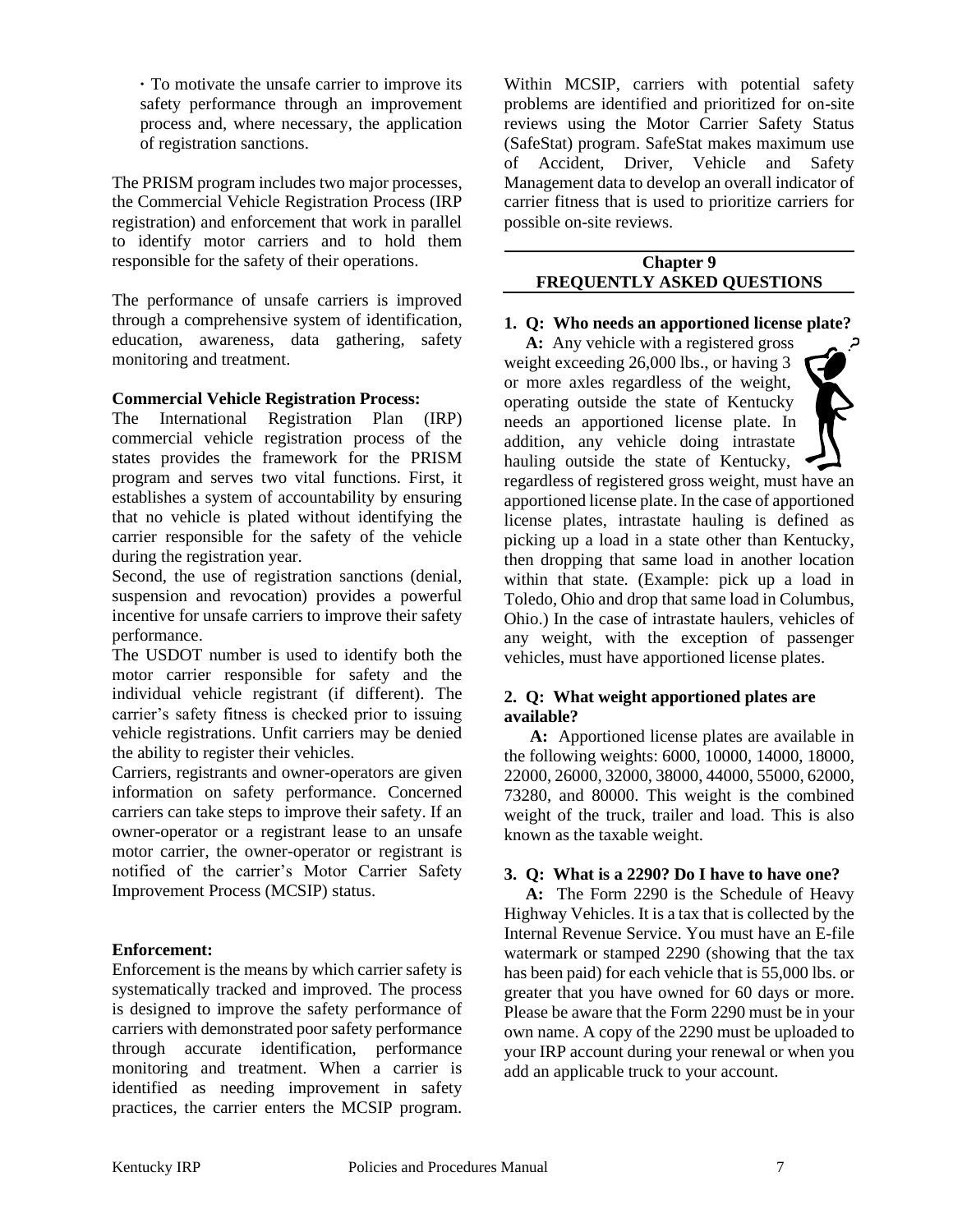- To motivate the unsafe carrier to improve its safety performance through an improvement process and, where necessary, the application of registration sanctions.

The PRISM program includes two major processes, the Commercial Vehicle Registration Process (IRP registration) and enforcement that work in parallel to identify motor carriers and to hold them responsible for the safety of their operations.

The performance of unsafe carriers is improved through a comprehensive system of identification, education, awareness, data gathering, safety monitoring and treatment.

**Commercial Vehicle Registration Process:**

The International Registration Plan (IRP) commercial vehicle registration process of the states provides the framework for the PRISM program and serves two vital functions. First, it establishes a system of accountability by ensuring that no vehicle is plated without identifying the carrier responsible for the safety of the vehicle during the registration year.

Second, the use of registration sanctions (denial, suspension and revocation) provides a powerful incentive for unsafe carriers to improve their safety performance.

The USDOT number is used to identify both the motor carrier responsible for safety and the individual vehicle registrant (if different). The carrier's safety fitness is checked prior to issuing vehicle registrations. Unfit carriers may be denied the ability to register their vehicles.

Carriers, registrants and owner-operators are given information on safety performance. Concerned carriers can take steps to improve their safety. If an owner-operator or a registrant lease to an unsafe motor carrier, the owner-operator or registrant is notified of the carrier's Motor Carrier Safety Improvement Process (MCSIP) status.

**Enforcement:**

Enforcement is the means by which carrier safety is systematically tracked and improved. The process is designed to improve the safety performance of carriers with demonstrated poor safety performance through accurate identification, performance monitoring and treatment. When a carrier is identified as needing improvement in safety practices, the carrier enters the MCSIP program. Within MCSIP, carriers with potential safety problems are identified and prioritized for on-site reviews using the Motor Carrier Safety Status (SafeStat) program. SafeStat makes maximum use of Accident, Driver, Vehicle and Safety Management data to develop an overall indicator of carrier fitness that is used to prioritize carriers for possible on-site reviews.

## Chapter 9
## FREQUENTLY ASKED QUESTIONS

**1. Q: Who needs an apportioned license plate?**

**A:** Any vehicle with a registered gross weight exceeding 26,000 lbs., or having 3 or more axles regardless of the weight, operating outside the state of Kentucky needs an apportioned license plate. In addition, any vehicle doing intrastate hauling outside the state of Kentucky, regardless of registered gross weight, must have an apportioned license plate. In the case of apportioned license plates, intrastate hauling is defined as picking up a load in a state other than Kentucky, then dropping that same load in another location within that state. (Example: pick up a load in Toledo, Ohio and drop that same load in Columbus, Ohio.) In the case of intrastate haulers, vehicles of any weight, with the exception of passenger vehicles, must have apportioned license plates.

**2. Q: What weight apportioned plates are available?**

**A:** Apportioned license plates are available in the following weights: 6000, 10000, 14000, 18000, 22000, 26000, 32000, 38000, 44000, 55000, 62000, 73280, and 80000. This weight is the combined weight of the truck, trailer and load. This is also known as the taxable weight.

**3. Q: What is a 2290? Do I have to have one?**

**A:** The Form 2290 is the Schedule of Heavy Highway Vehicles. It is a tax that is collected by the Internal Revenue Service. You must have an E-file watermark or stamped 2290 (showing that the tax has been paid) for each vehicle that is 55,000 lbs. or greater that you have owned for 60 days or more. Please be aware that the Form 2290 must be in your own name. A copy of the 2290 must be uploaded to your IRP account during your renewal or when you add an applicable truck to your account.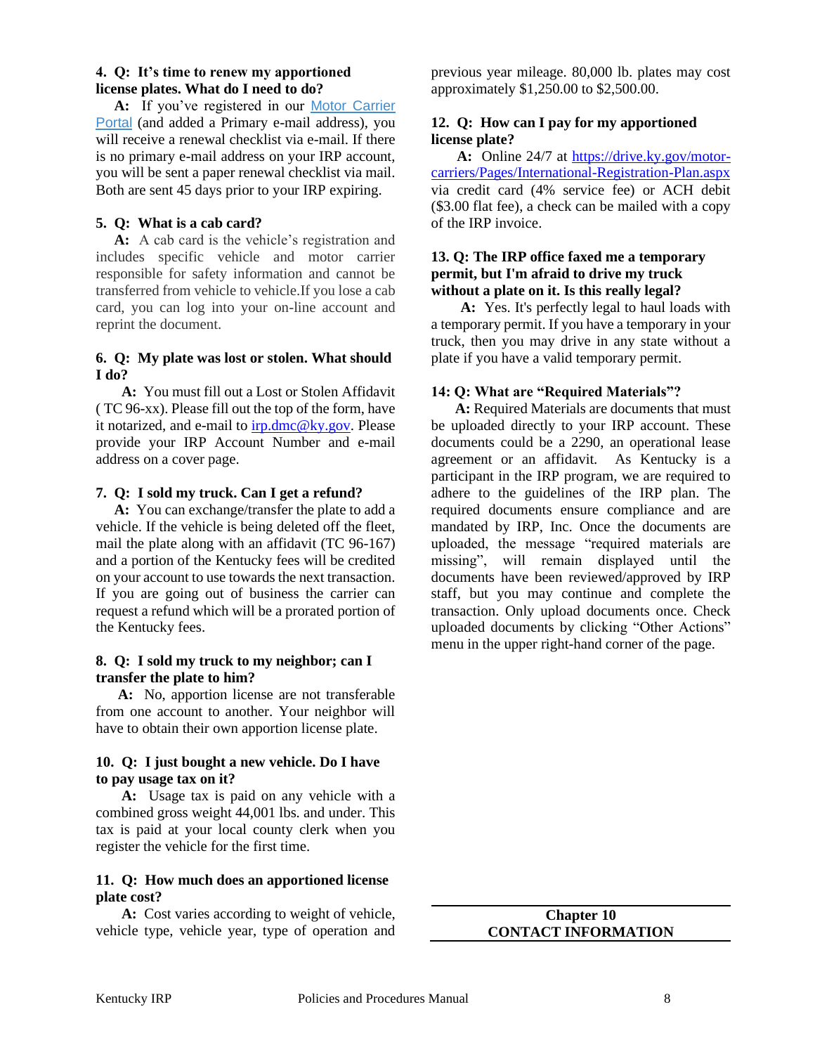**4. Q: It's time to renew my apportioned license plates. What do I need to do?**

**A:** If you've registered in our Motor Carrier Portal (and added a Primary e-mail address), you will receive a renewal checklist via e-mail. If there is no primary e-mail address on your IRP account, you will be sent a paper renewal checklist via mail. Both are sent 45 days prior to your IRP expiring.

**5. Q: What is a cab card?**

**A:** A cab card is the vehicle's registration and includes specific vehicle and motor carrier responsible for safety information and cannot be transferred from vehicle to vehicle.If you lose a cab card, you can log into your on-line account and reprint the document.

**6. Q: My plate was lost or stolen. What should I do?**

**A:** You must fill out a Lost or Stolen Affidavit ( TC 96-xx). Please fill out the top of the form, have it notarized, and e-mail to irp.dmc@ky.gov. Please provide your IRP Account Number and e-mail address on a cover page.

**7. Q: I sold my truck. Can I get a refund?**

**A:** You can exchange/transfer the plate to add a vehicle. If the vehicle is being deleted off the fleet, mail the plate along with an affidavit (TC 96-167) and a portion of the Kentucky fees will be credited on your account to use towards the next transaction. If you are going out of business the carrier can request a refund which will be a prorated portion of the Kentucky fees.

**8. Q: I sold my truck to my neighbor; can I transfer the plate to him?**

**A:** No, apportion license are not transferable from one account to another. Your neighbor will have to obtain their own apportion license plate.

**10. Q: I just bought a new vehicle. Do I have to pay usage tax on it?**

**A:** Usage tax is paid on any vehicle with a combined gross weight 44,001 lbs. and under. This tax is paid at your local county clerk when you register the vehicle for the first time.

**11. Q: How much does an apportioned license plate cost?**

**A:** Cost varies according to weight of vehicle, vehicle type, vehicle year, type of operation and previous year mileage. 80,000 lb. plates may cost approximately $1,250.00 to $2,500.00.

**12. Q: How can I pay for my apportioned license plate?**

**A:** Online 24/7 at https://drive.ky.gov/motor-carriers/Pages/International-Registration-Plan.aspx via credit card (4% service fee) or ACH debit ($3.00 flat fee), a check can be mailed with a copy of the IRP invoice.

**13. Q: The IRP office faxed me a temporary permit, but I'm afraid to drive my truck without a plate on it. Is this really legal?**

**A:** Yes. It's perfectly legal to haul loads with a temporary permit. If you have a temporary in your truck, then you may drive in any state without a plate if you have a valid temporary permit.

**14: Q: What are "Required Materials"?**

**A:** Required Materials are documents that must be uploaded directly to your IRP account. These documents could be a 2290, an operational lease agreement or an affidavit. As Kentucky is a participant in the IRP program, we are required to adhere to the guidelines of the IRP plan. The required documents ensure compliance and are mandated by IRP, Inc. Once the documents are uploaded, the message "required materials are missing", will remain displayed until the documents have been reviewed/approved by IRP staff, but you may continue and complete the transaction. Only upload documents once. Check uploaded documents by clicking "Other Actions" menu in the upper right-hand corner of the page.

## Chapter 10
## CONTACT INFORMATION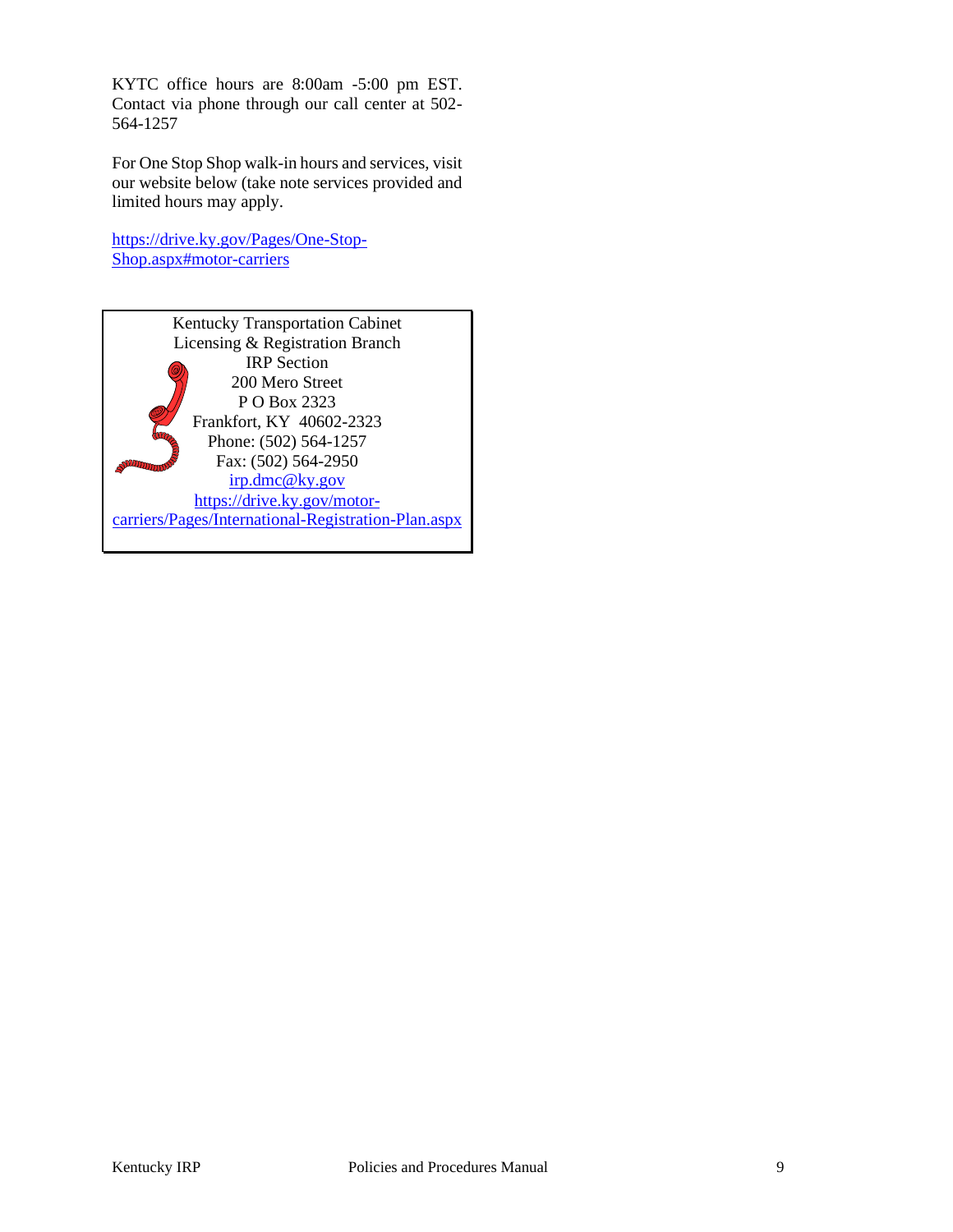KYTC office hours are 8:00am -5:00 pm EST. Contact via phone through our call center at 502-564-1257

For One Stop Shop walk-in hours and services, visit our website below (take note services provided and limited hours may apply.

https://drive.ky.gov/Pages/One-Stop-Shop.aspx#motor-carriers

Kentucky Transportation Cabinet
Licensing & Registration Branch
IRP Section
200 Mero Street
P O Box 2323
Frankfort, KY 40602-2323
Phone: (502) 564-1257
Fax: (502) 564-2950
irp.dmc@ky.gov
https://drive.ky.gov/motor-carriers/Pages/International-Registration-Plan.aspx